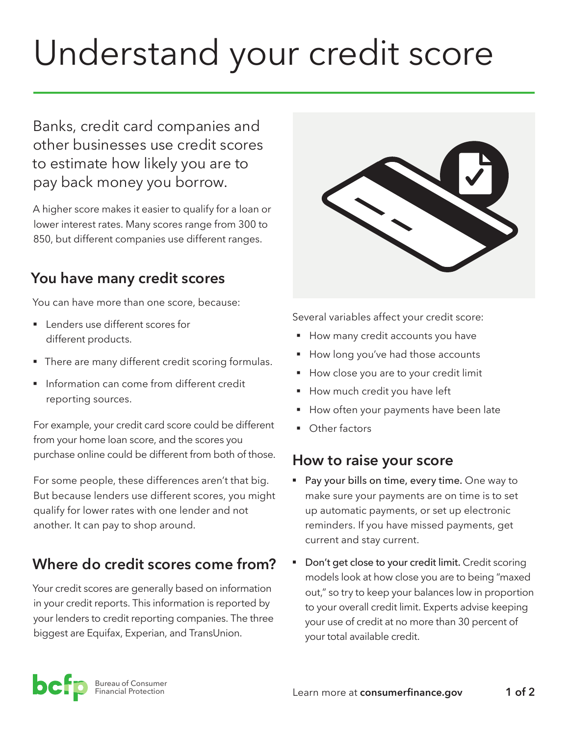# Understand your credit score

Banks, credit card companies and other businesses use credit scores to estimate how likely you are to pay back money you borrow.

A higher score makes it easier to qualify for a loan or lower interest rates. Many scores range from 300 to 850, but different companies use different ranges.

## You have many credit scores

You can have more than one score, because:

- Lenders use different scores for different products.
- There are many different credit scoring formulas.
- Information can come from different credit reporting sources.

For example, your credit card score could be different from your home loan score, and the scores you purchase online could be different from both of those.

For some people, these differences aren't that big. But because lenders use different scores, you might qualify for lower rates with one lender and not another. It can pay to shop around.

## Where do credit scores come from?

Your credit scores are generally based on information in your credit reports. This information is reported by your lenders to credit reporting companies. The three biggest are Equifax, Experian, and TransUnion.

Several variables affect your credit score:

- How many credit accounts you have
- How long you've had those accounts
- How close you are to your credit limit
- How much credit you have left
- How often your payments have been late
- Other factors

## How to raise your score

- **Pay your bills on time, every time.** One way to make sure your payments are on time is to set up automatic payments, or set up electronic reminders. If you have missed payments, get current and stay current.
- **Don't get close to your credit limit.** Credit scoring models look at how close you are to being "maxed out," so try to keep your balances low in proportion to your overall credit limit. Experts advise keeping your use of credit at no more than 30 percent of your total available credit.

Bureau of Consumer Financial Protection

Learn more at **consumerfinance.gov**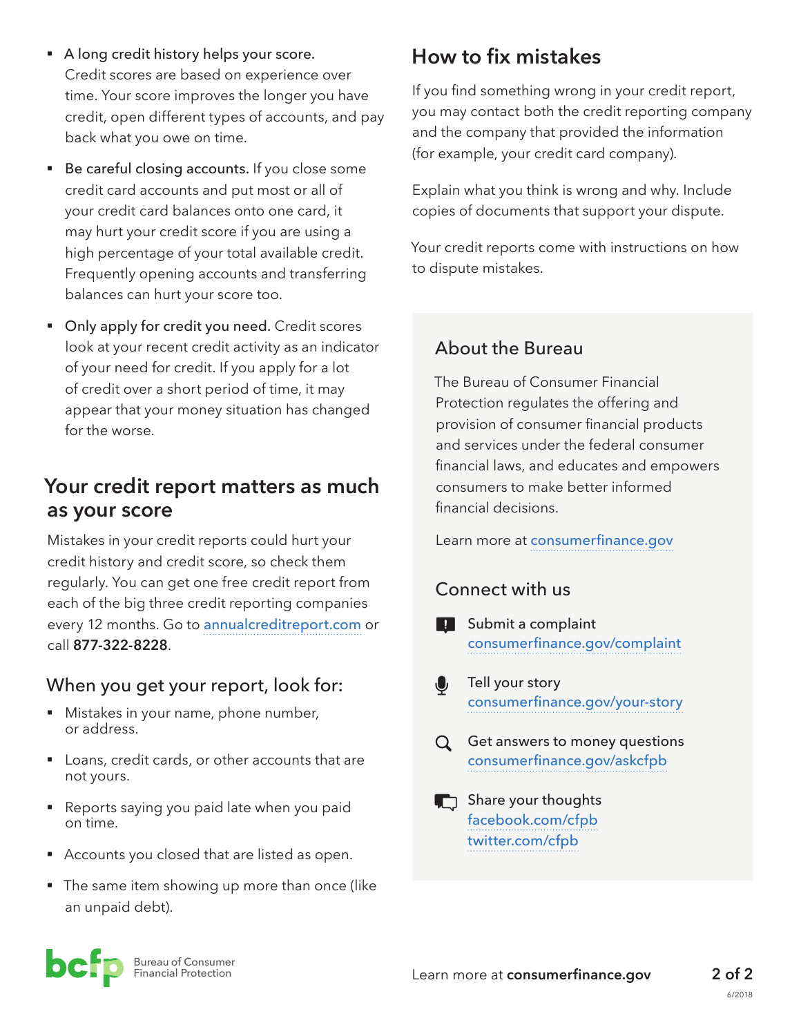- **A long credit history helps your score.** Credit scores are based on experience over time. Your score improves the longer you have credit, open different types of accounts, and pay back what you owe on time.
- **Be careful closing accounts.** If you close some credit card accounts and put most or all of your credit card balances onto one card, it may hurt your credit score if you are using a high percentage of your total available credit. Frequently opening accounts and transferring balances can hurt your score too.
- **Only apply for credit you need.** Credit scores look at your recent credit activity as an indicator of your need for credit. If you apply for a lot of credit over a short period of time, it may appear that your money situation has changed for the worse.

## Your credit report matters as much as your score

Mistakes in your credit reports could hurt your credit history and credit score, so check them regularly. You can get one free credit report from each of the big three credit reporting companies every 12 months. Go to annualcreditreport.com or call **877-322-8228**.

### When you get your report, look for:

- Mistakes in your name, phone number, or address.
- Loans, credit cards, or other accounts that are not yours.
- Reports saying you paid late when you paid on time.
- Accounts you closed that are listed as open.
- The same item showing up more than once (like an unpaid debt).

## How to fix mistakes

If you find something wrong in your credit report, you may contact both the credit reporting company and the company that provided the information (for example, your credit card company).

Explain what you think is wrong and why. Include copies of documents that support your dispute.

Your credit reports come with instructions on how to dispute mistakes.

### About the Bureau

The Bureau of Consumer Financial Protection regulates the offering and provision of consumer financial products and services under the federal consumer financial laws, and educates and empowers consumers to make better informed financial decisions.

Learn more at consumerfinance.gov

### Connect with us

Submit a complaint
consumerfinance.gov/complaint

Tell your story
consumerfinance.gov/your-story

Get answers to money questions
consumerfinance.gov/askcfpb

Share your thoughts
facebook.com/cfpb
twitter.com/cfpb

bcfp Bureau of Consumer Financial Protection

Learn more at **consumerfinance.gov**

6/2018